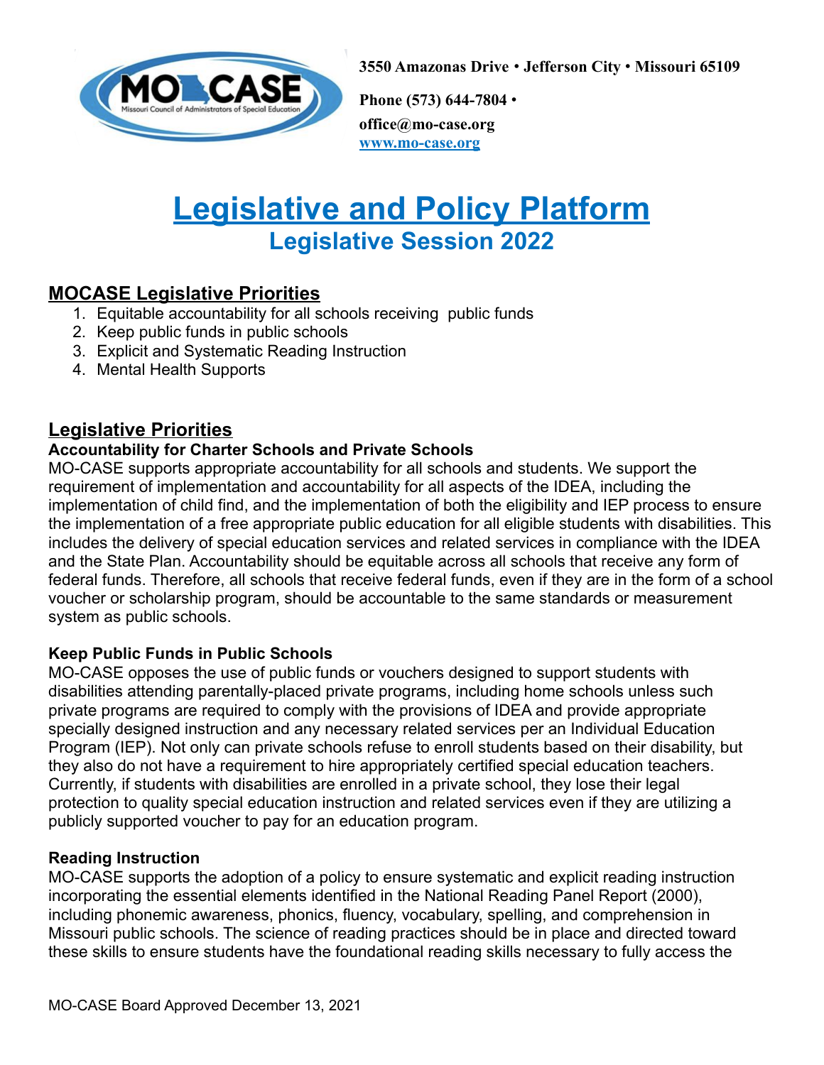3550 Amazonas Drive • Jefferson City • Missouri 65109

Phone (573) 644-7804 •

office@mo-case.org

www.mo-case.org

# Legislative and Policy Platform

## Legislative Session 2022

## MOCASE Legislative Priorities

1. Equitable accountability for all schools receiving public funds
2. Keep public funds in public schools
3. Explicit and Systematic Reading Instruction
4. Mental Health Supports

## Legislative Priorities

### Accountability for Charter Schools and Private Schools

MO-CASE supports appropriate accountability for all schools and students. We support the requirement of implementation and accountability for all aspects of the IDEA, including the implementation of child find, and the implementation of both the eligibility and IEP process to ensure the implementation of a free appropriate public education for all eligible students with disabilities. This includes the delivery of special education services and related services in compliance with the IDEA and the State Plan. Accountability should be equitable across all schools that receive any form of federal funds. Therefore, all schools that receive federal funds, even if they are in the form of a school voucher or scholarship program, should be accountable to the same standards or measurement system as public schools.

### Keep Public Funds in Public Schools

MO-CASE opposes the use of public funds or vouchers designed to support students with disabilities attending parentally-placed private programs, including home schools unless such private programs are required to comply with the provisions of IDEA and provide appropriate specially designed instruction and any necessary related services per an Individual Education Program (IEP). Not only can private schools refuse to enroll students based on their disability, but they also do not have a requirement to hire appropriately certified special education teachers. Currently, if students with disabilities are enrolled in a private school, they lose their legal protection to quality special education instruction and related services even if they are utilizing a publicly supported voucher to pay for an education program.

### Reading Instruction

MO-CASE supports the adoption of a policy to ensure systematic and explicit reading instruction incorporating the essential elements identified in the National Reading Panel Report (2000), including phonemic awareness, phonics, fluency, vocabulary, spelling, and comprehension in Missouri public schools. The science of reading practices should be in place and directed toward these skills to ensure students have the foundational reading skills necessary to fully access the

MO-CASE Board Approved December 13, 2021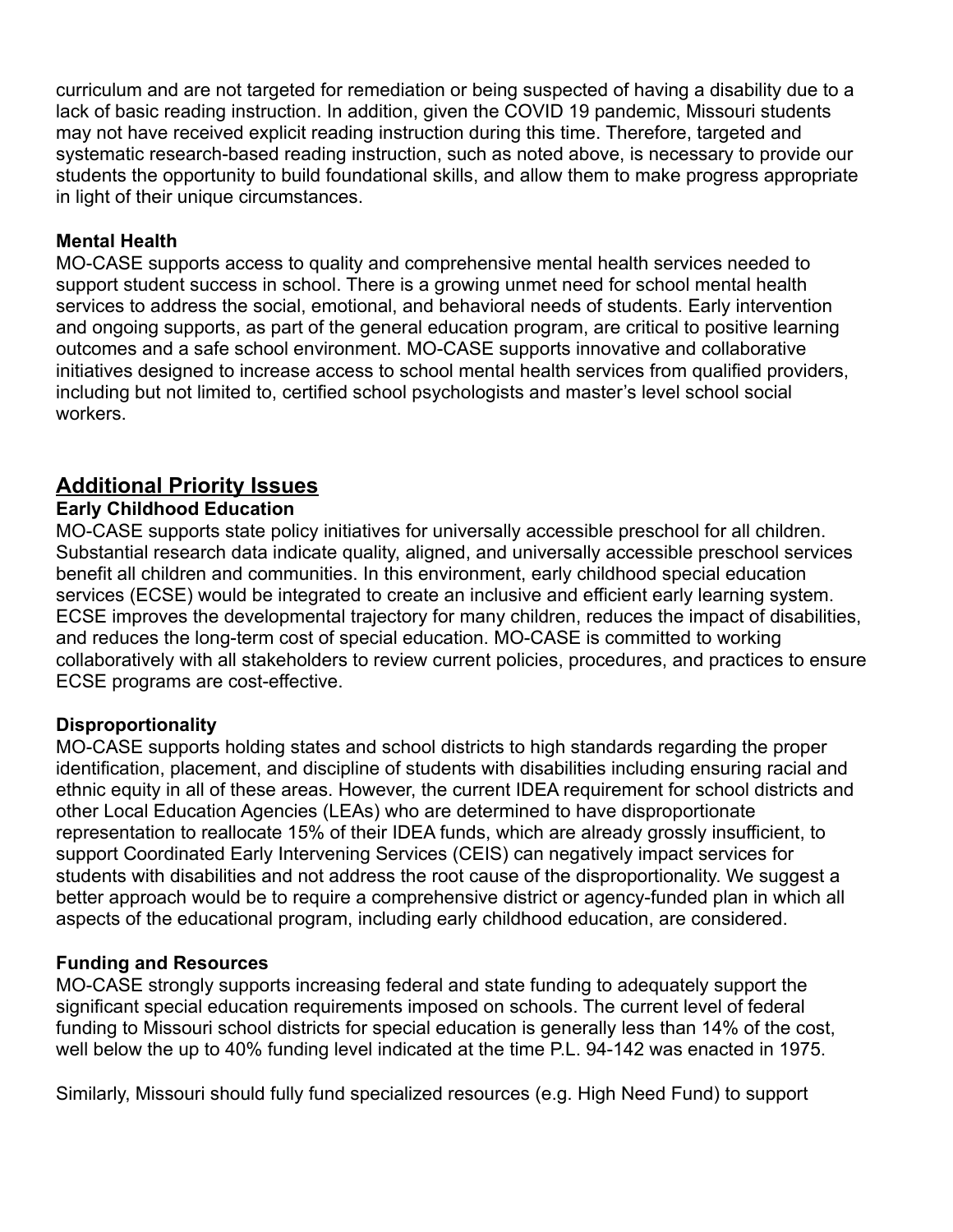curriculum and are not targeted for remediation or being suspected of having a disability due to a lack of basic reading instruction. In addition, given the COVID 19 pandemic, Missouri students may not have received explicit reading instruction during this time. Therefore, targeted and systematic research-based reading instruction, such as noted above, is necessary to provide our students the opportunity to build foundational skills, and allow them to make progress appropriate in light of their unique circumstances.

### Mental Health

MO-CASE supports access to quality and comprehensive mental health services needed to support student success in school. There is a growing unmet need for school mental health services to address the social, emotional, and behavioral needs of students. Early intervention and ongoing supports, as part of the general education program, are critical to positive learning outcomes and a safe school environment. MO-CASE supports innovative and collaborative initiatives designed to increase access to school mental health services from qualified providers, including but not limited to, certified school psychologists and master's level school social workers.

## Additional Priority Issues

### Early Childhood Education

MO-CASE supports state policy initiatives for universally accessible preschool for all children. Substantial research data indicate quality, aligned, and universally accessible preschool services benefit all children and communities. In this environment, early childhood special education services (ECSE) would be integrated to create an inclusive and efficient early learning system. ECSE improves the developmental trajectory for many children, reduces the impact of disabilities, and reduces the long-term cost of special education. MO-CASE is committed to working collaboratively with all stakeholders to review current policies, procedures, and practices to ensure ECSE programs are cost-effective.

### Disproportionality

MO-CASE supports holding states and school districts to high standards regarding the proper identification, placement, and discipline of students with disabilities including ensuring racial and ethnic equity in all of these areas. However, the current IDEA requirement for school districts and other Local Education Agencies (LEAs) who are determined to have disproportionate representation to reallocate 15% of their IDEA funds, which are already grossly insufficient, to support Coordinated Early Intervening Services (CEIS) can negatively impact services for students with disabilities and not address the root cause of the disproportionality. We suggest a better approach would be to require a comprehensive district or agency-funded plan in which all aspects of the educational program, including early childhood education, are considered.

### Funding and Resources

MO-CASE strongly supports increasing federal and state funding to adequately support the significant special education requirements imposed on schools. The current level of federal funding to Missouri school districts for special education is generally less than 14% of the cost, well below the up to 40% funding level indicated at the time P.L. 94-142 was enacted in 1975.

Similarly, Missouri should fully fund specialized resources (e.g. High Need Fund) to support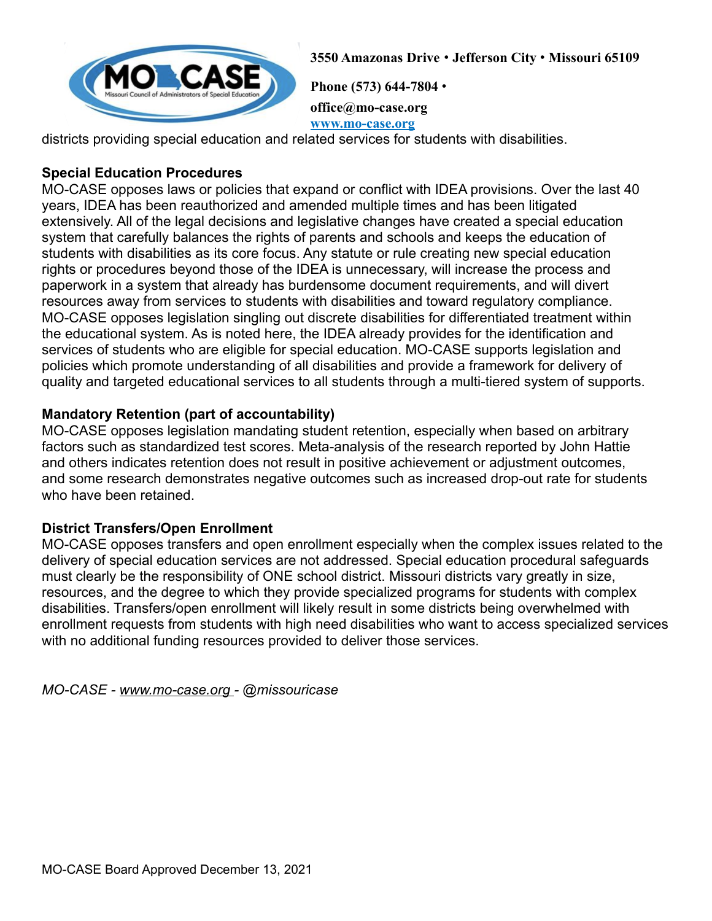districts providing special education and related services for students with disabilities.

**Special Education Procedures**

MO-CASE opposes laws or policies that expand or conflict with IDEA provisions. Over the last 40 years, IDEA has been reauthorized and amended multiple times and has been litigated extensively. All of the legal decisions and legislative changes have created a special education system that carefully balances the rights of parents and schools and keeps the education of students with disabilities as its core focus. Any statute or rule creating new special education rights or procedures beyond those of the IDEA is unnecessary, will increase the process and paperwork in a system that already has burdensome document requirements, and will divert resources away from services to students with disabilities and toward regulatory compliance. MO-CASE opposes legislation singling out discrete disabilities for differentiated treatment within the educational system. As is noted here, the IDEA already provides for the identification and services of students who are eligible for special education. MO-CASE supports legislation and policies which promote understanding of all disabilities and provide a framework for delivery of quality and targeted educational services to all students through a multi-tiered system of supports.

**Mandatory Retention (part of accountability)**

MO-CASE opposes legislation mandating student retention, especially when based on arbitrary factors such as standardized test scores. Meta-analysis of the research reported by John Hattie and others indicates retention does not result in positive achievement or adjustment outcomes, and some research demonstrates negative outcomes such as increased drop-out rate for students who have been retained.

**District Transfers/Open Enrollment**

MO-CASE opposes transfers and open enrollment especially when the complex issues related to the delivery of special education services are not addressed. Special education procedural safeguards must clearly be the responsibility of ONE school district. Missouri districts vary greatly in size, resources, and the degree to which they provide specialized programs for students with complex disabilities. Transfers/open enrollment will likely result in some districts being overwhelmed with enrollment requests from students with high need disabilities who want to access specialized services with no additional funding resources provided to deliver those services.

*MO-CASE - www.mo-case.org - @missouricase*

MO-CASE Board Approved December 13, 2021